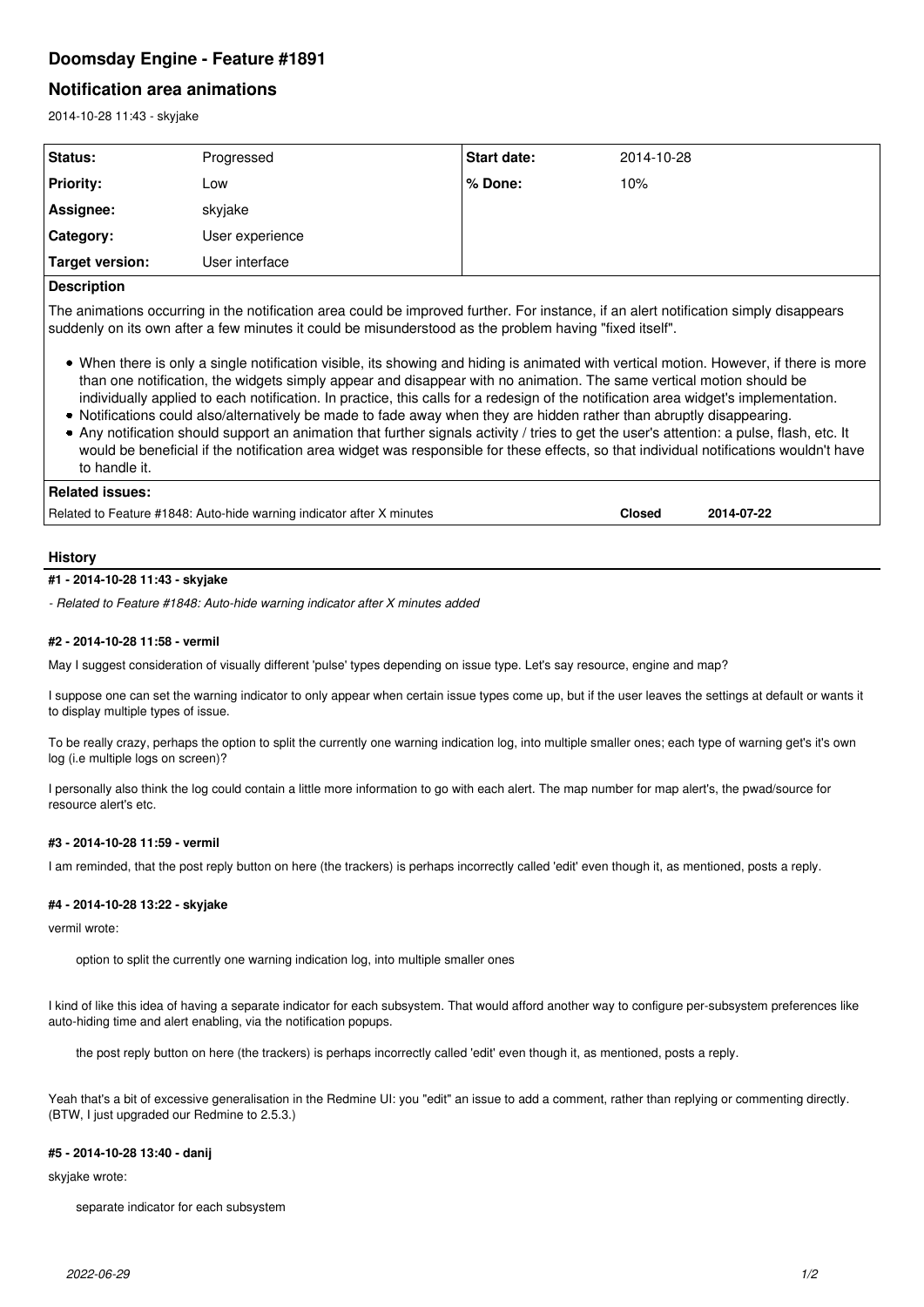# Doomsday Engine - Feature #1891

## Notification area animations

2014-10-28 11:43 - skyjake

| Status: | Progressed | Start date: | 2014-10-28 |
|---|---|---|---|
| Priority: | Low | % Done: | 10% |
| Assignee: | skyjake | | |
| Category: | User experience | | |
| Target version: | User interface | | |

**Description**

The animations occurring in the notification area could be improved further. For instance, if an alert notification simply disappears suddenly on its own after a few minutes it could be misunderstood as the problem having "fixed itself".

- When there is only a single notification visible, its showing and hiding is animated with vertical motion. However, if there is more than one notification, the widgets simply appear and disappear with no animation. The same vertical motion should be individually applied to each notification. In practice, this calls for a redesign of the notification area widget's implementation.
- Notifications could also/alternatively be made to fade away when they are hidden rather than abruptly disappearing.
- Any notification should support an animation that further signals activity / tries to get the user's attention: a pulse, flash, etc. It would be beneficial if the notification area widget was responsible for these effects, so that individual notifications wouldn't have to handle it.

**Related issues:**

| Related to Feature #1848: Auto-hide warning indicator after X minutes | Closed | 2014-07-22 |
|---|---|---|

## History

### #1 - 2014-10-28 11:43 - skyjake

*- Related to Feature #1848: Auto-hide warning indicator after X minutes added*

### #2 - 2014-10-28 11:58 - vermil

May I suggest consideration of visually different 'pulse' types depending on issue type. Let's say resource, engine and map?

I suppose one can set the warning indicator to only appear when certain issue types come up, but if the user leaves the settings at default or wants it to display multiple types of issue.

To be really crazy, perhaps the option to split the currently one warning indication log, into multiple smaller ones; each type of warning get's it's own log (i.e multiple logs on screen)?

I personally also think the log could contain a little more information to go with each alert. The map number for map alert's, the pwad/source for resource alert's etc.

### #3 - 2014-10-28 11:59 - vermil

I am reminded, that the post reply button on here (the trackers) is perhaps incorrectly called 'edit' even though it, as mentioned, posts a reply.

### #4 - 2014-10-28 13:22 - skyjake

vermil wrote:

> option to split the currently one warning indication log, into multiple smaller ones

I kind of like this idea of having a separate indicator for each subsystem. That would afford another way to configure per-subsystem preferences like auto-hiding time and alert enabling, via the notification popups.

> the post reply button on here (the trackers) is perhaps incorrectly called 'edit' even though it, as mentioned, posts a reply.

Yeah that's a bit of excessive generalisation in the Redmine UI: you "edit" an issue to add a comment, rather than replying or commenting directly. (BTW, I just upgraded our Redmine to 2.5.3.)

### #5 - 2014-10-28 13:40 - danij

skyjake wrote:

> separate indicator for each subsystem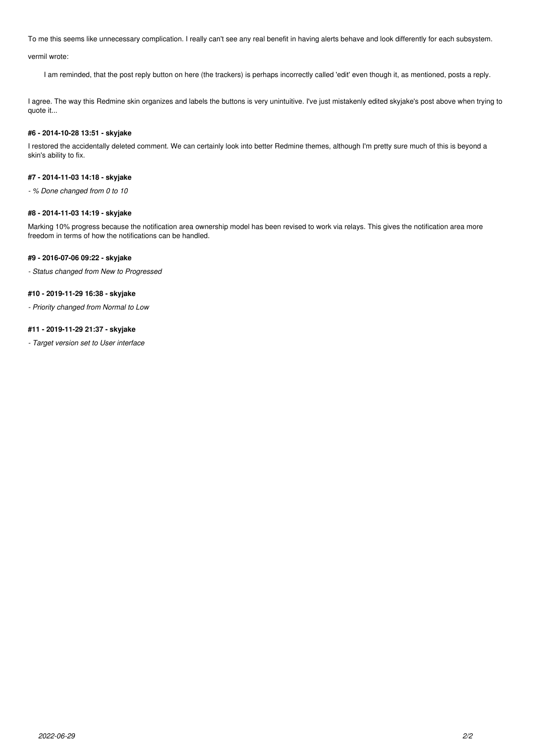To me this seems like unnecessary complication. I really can't see any real benefit in having alerts behave and look differently for each subsystem.

vermil wrote:

> I am reminded, that the post reply button on here (the trackers) is perhaps incorrectly called 'edit' even though it, as mentioned, posts a reply.

I agree. The way this Redmine skin organizes and labels the buttons is very unintuitive. I've just mistakenly edited skyjake's post above when trying to quote it...

#### #6 - 2014-10-28 13:51 - skyjake

I restored the accidentally deleted comment. We can certainly look into better Redmine themes, although I'm pretty sure much of this is beyond a skin's ability to fix.

#### #7 - 2014-11-03 14:18 - skyjake

*- % Done changed from 0 to 10*

#### #8 - 2014-11-03 14:19 - skyjake

Marking 10% progress because the notification area ownership model has been revised to work via relays. This gives the notification area more freedom in terms of how the notifications can be handled.

#### #9 - 2016-07-06 09:22 - skyjake

*- Status changed from New to Progressed*

#### #10 - 2019-11-29 16:38 - skyjake

*- Priority changed from Normal to Low*

#### #11 - 2019-11-29 21:37 - skyjake

*- Target version set to User interface*